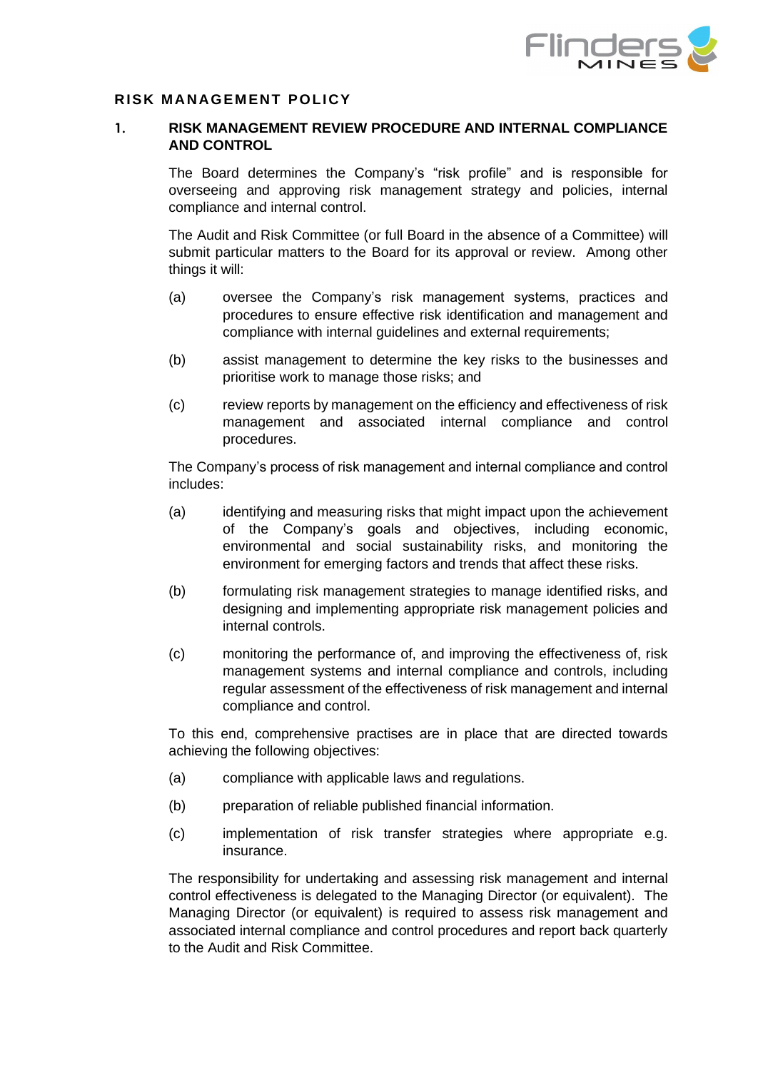# RISK MANAGEMENT POLICY

## 1. RISK MANAGEMENT REVIEW PROCEDURE AND INTERNAL COMPLIANCE AND CONTROL

The Board determines the Company's "risk profile" and is responsible for overseeing and approving risk management strategy and policies, internal compliance and internal control.

The Audit and Risk Committee (or full Board in the absence of a Committee) will submit particular matters to the Board for its approval or review. Among other things it will:

(a) oversee the Company's risk management systems, practices and procedures to ensure effective risk identification and management and compliance with internal guidelines and external requirements;

(b) assist management to determine the key risks to the businesses and prioritise work to manage those risks; and

(c) review reports by management on the efficiency and effectiveness of risk management and associated internal compliance and control procedures.

The Company's process of risk management and internal compliance and control includes:

(a) identifying and measuring risks that might impact upon the achievement of the Company's goals and objectives, including economic, environmental and social sustainability risks, and monitoring the environment for emerging factors and trends that affect these risks.

(b) formulating risk management strategies to manage identified risks, and designing and implementing appropriate risk management policies and internal controls.

(c) monitoring the performance of, and improving the effectiveness of, risk management systems and internal compliance and controls, including regular assessment of the effectiveness of risk management and internal compliance and control.

To this end, comprehensive practises are in place that are directed towards achieving the following objectives:

(a) compliance with applicable laws and regulations.

(b) preparation of reliable published financial information.

(c) implementation of risk transfer strategies where appropriate e.g. insurance.

The responsibility for undertaking and assessing risk management and internal control effectiveness is delegated to the Managing Director (or equivalent). The Managing Director (or equivalent) is required to assess risk management and associated internal compliance and control procedures and report back quarterly to the Audit and Risk Committee.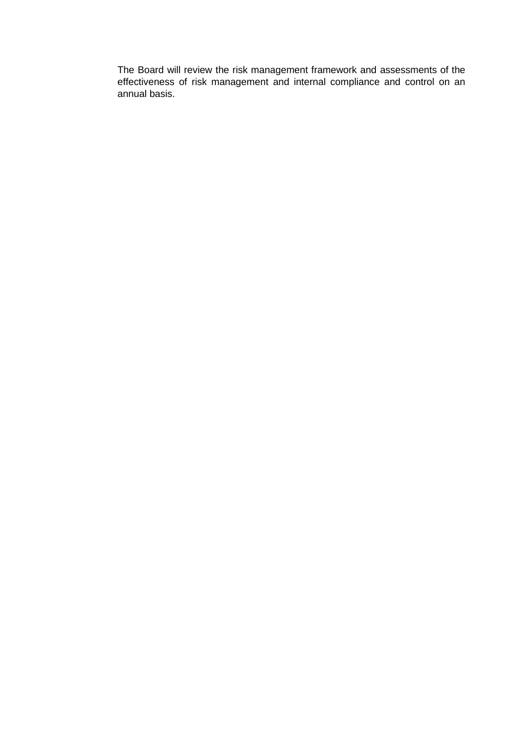The Board will review the risk management framework and assessments of the effectiveness of risk management and internal compliance and control on an annual basis.